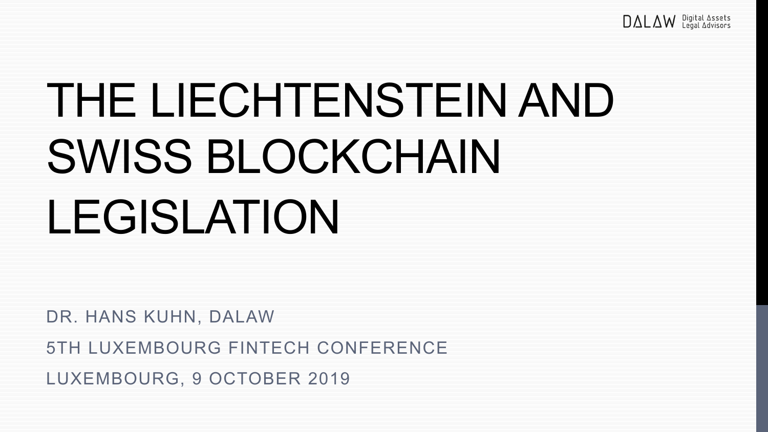DALAW Digital Assets Legal Advisors

# THE LIECHTENSTEIN AND SWISS BLOCKCHAIN LEGISLATION

DR. HANS KUHN, DALAW

5TH LUXEMBOURG FINTECH CONFERENCE

LUXEMBOURG, 9 OCTOBER 2019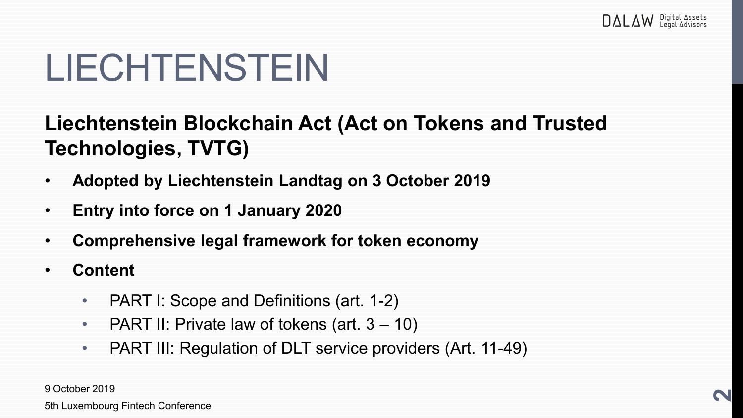# LIECHTENSTEIN

## Liechtenstein Blockchain Act (Act on Tokens and Trusted Technologies, TVTG)

- **Adopted by Liechtenstein Landtag on 3 October 2019**
- **Entry into force on 1 January 2020**
- **Comprehensive legal framework for token economy**
- **Content**
  - PART I: Scope and Definitions (art. 1-2)
  - PART II: Private law of tokens (art. 3 – 10)
  - PART III: Regulation of DLT service providers (Art. 11-49)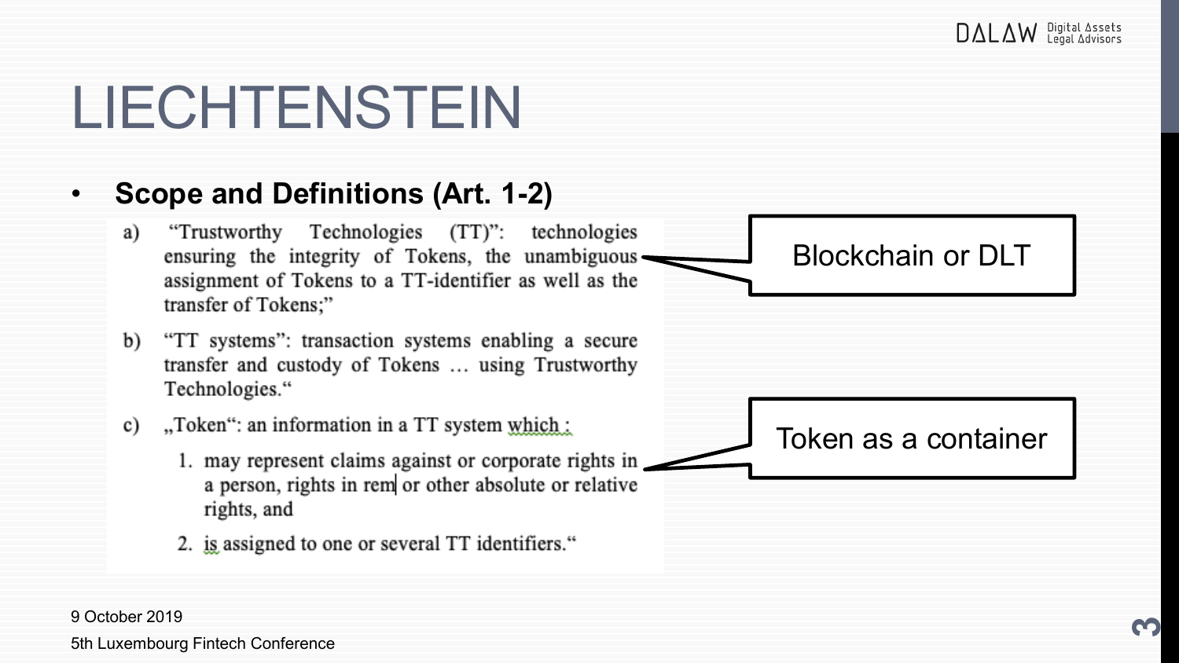# LIECHTENSTEIN

- **Scope and Definitions (Art. 1-2)**

a) "Trustworthy Technologies (TT)": technologies ensuring the integrity of Tokens, the unambiguous assignment of Tokens to a TT-identifier as well as the transfer of Tokens;"

b) "TT systems": transaction systems enabling a secure transfer and custody of Tokens … using Trustworthy Technologies."

c) „Token": an information in a TT system which :

1. may represent claims against or corporate rights in a person, rights in rem or other absolute or relative rights, and
2. is assigned to one or several TT identifiers."

Blockchain or DLT

Token as a container

9 October 2019

5th Luxembourg Fintech Conference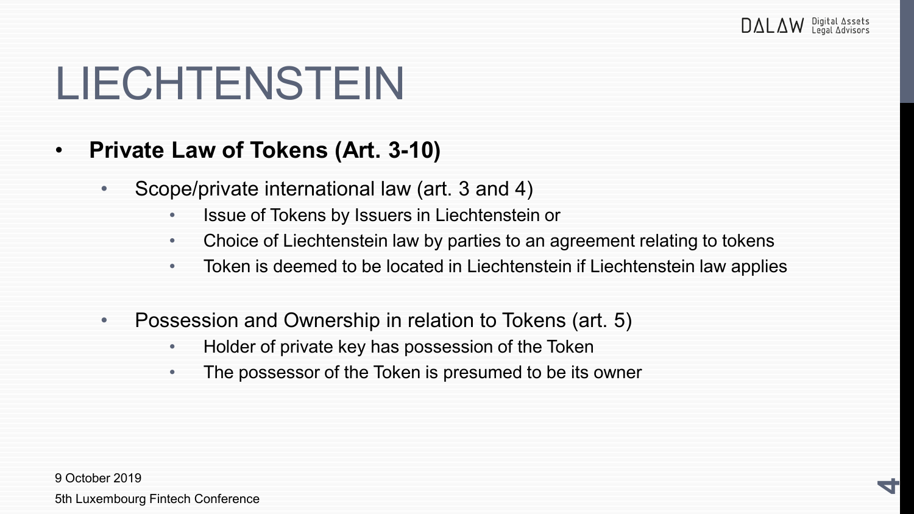# LIECHTENSTEIN

- **Private Law of Tokens (Art. 3-10)**
  - Scope/private international law (art. 3 and 4)
    - Issue of Tokens by Issuers in Liechtenstein or
    - Choice of Liechtenstein law by parties to an agreement relating to tokens
    - Token is deemed to be located in Liechtenstein if Liechtenstein law applies
  - Possession and Ownership in relation to Tokens (art. 5)
    - Holder of private key has possession of the Token
    - The possessor of the Token is presumed to be its owner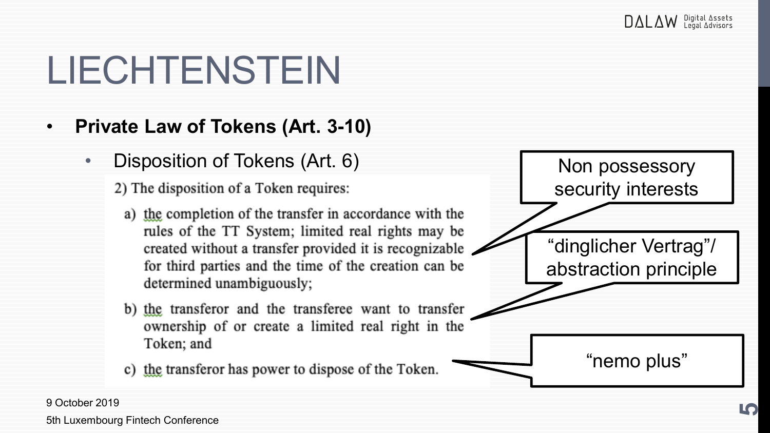# LIECHTENSTEIN

- **Private Law of Tokens (Art. 3-10)**
  - Disposition of Tokens (Art. 6)

2) The disposition of a Token requires:

a) the completion of the transfer in accordance with the rules of the TT System; limited real rights may be created without a transfer provided it is recognizable for third parties and the time of the creation can be determined unambiguously;

b) the transferor and the transferee want to transfer ownership of or create a limited real right in the Token; and

c) the transferor has power to dispose of the Token.

Non possessory security interests

"dinglicher Vertrag"/ abstraction principle

"nemo plus"

9 October 2019

5th Luxembourg Fintech Conference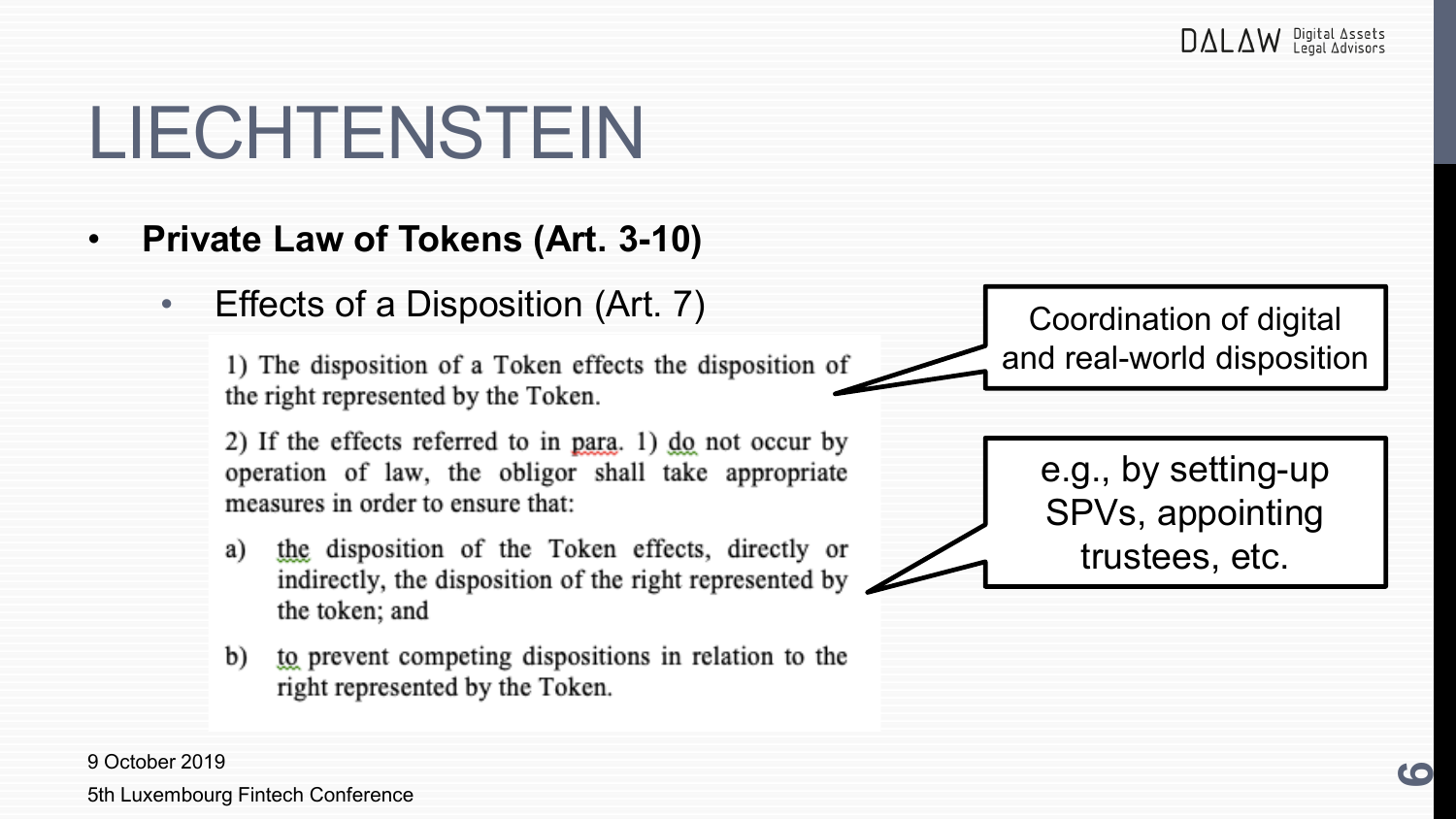# LIECHTENSTEIN

- **Private Law of Tokens (Art. 3-10)**
  - Effects of a Disposition (Art. 7)

1) The disposition of a Token effects the disposition of the right represented by the Token.

2) If the effects referred to in para. 1) do not occur by operation of law, the obligor shall take appropriate measures in order to ensure that:

a) the disposition of the Token effects, directly or indirectly, the disposition of the right represented by the token; and

b) to prevent competing dispositions in relation to the right represented by the Token.

Coordination of digital and real-world disposition

e.g., by setting-up SPVs, appointing trustees, etc.

9 October 2019

5th Luxembourg Fintech Conference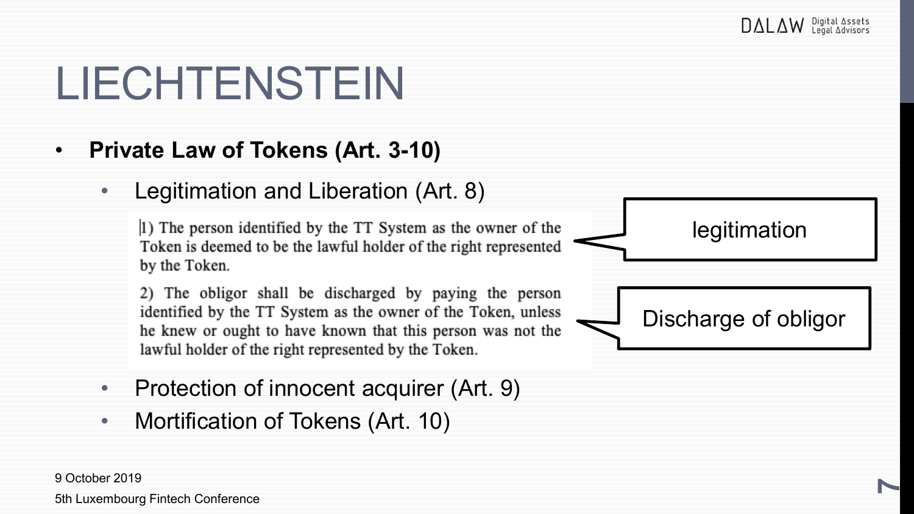# LIECHTENSTEIN

- **Private Law of Tokens (Art. 3-10)**
  - Legitimation and Liberation (Art. 8)

    1) The person identified by the TT System as the owner of the Token is deemed to be the lawful holder of the right represented by the Token.

    2) The obligor shall be discharged by paying the person identified by the TT System as the owner of the Token, unless he knew or ought to have known that this person was not the lawful holder of the right represented by the Token.

    legitimation

    Discharge of obligor

  - Protection of innocent acquirer (Art. 9)
  - Mortification of Tokens (Art. 10)

9 October 2019

5th Luxembourg Fintech Conference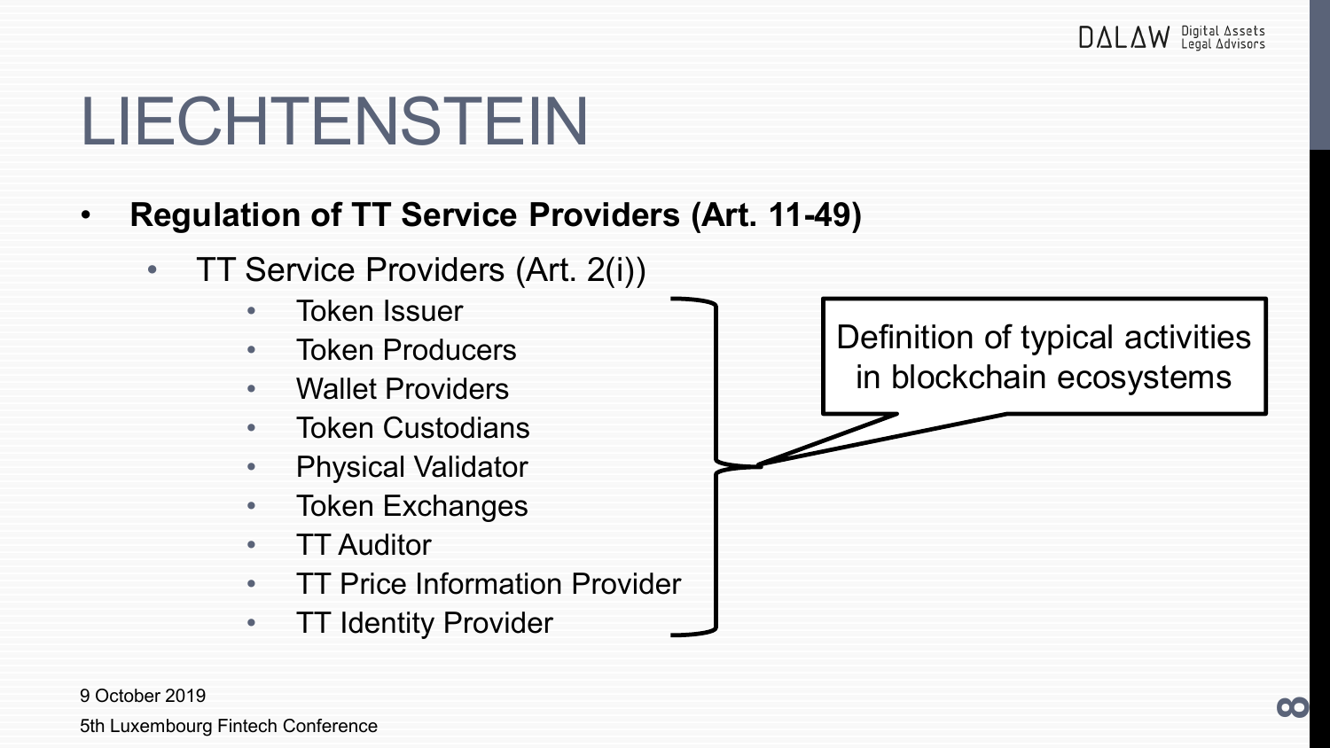# LIECHTENSTEIN

- **Regulation of TT Service Providers (Art. 11-49)**
  - TT Service Providers (Art. 2(i))
    - Token Issuer
    - Token Producers
    - Wallet Providers
    - Token Custodians
    - Physical Validator
    - Token Exchanges
    - TT Auditor
    - TT Price Information Provider
    - TT Identity Provider

Definition of typical activities in blockchain ecosystems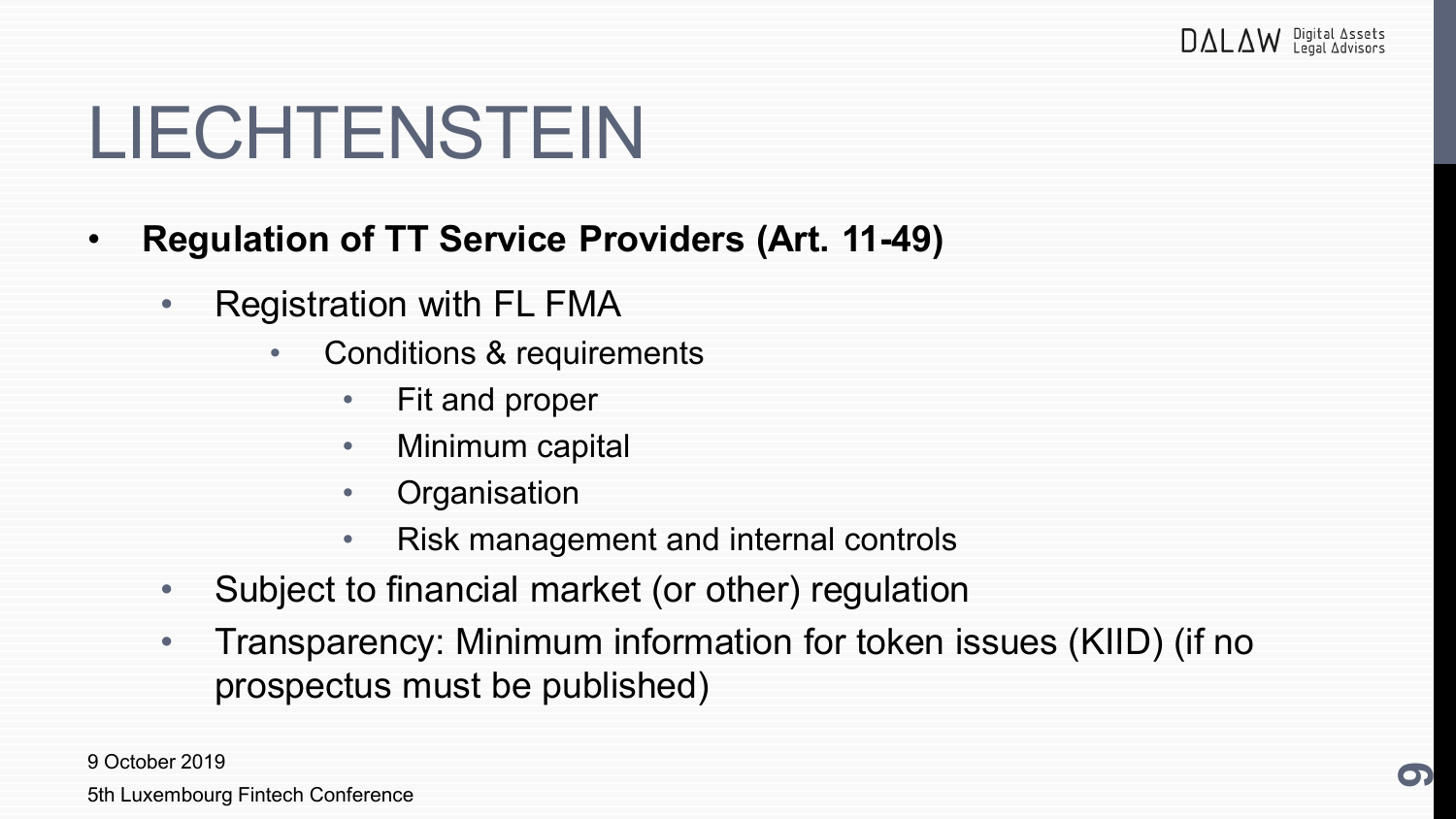# LIECHTENSTEIN

- **Regulation of TT Service Providers (Art. 11-49)**
  - Registration with FL FMA
    - Conditions & requirements
      - Fit and proper
      - Minimum capital
      - Organisation
      - Risk management and internal controls
  - Subject to financial market (or other) regulation
  - Transparency: Minimum information for token issues (KIID) (if no prospectus must be published)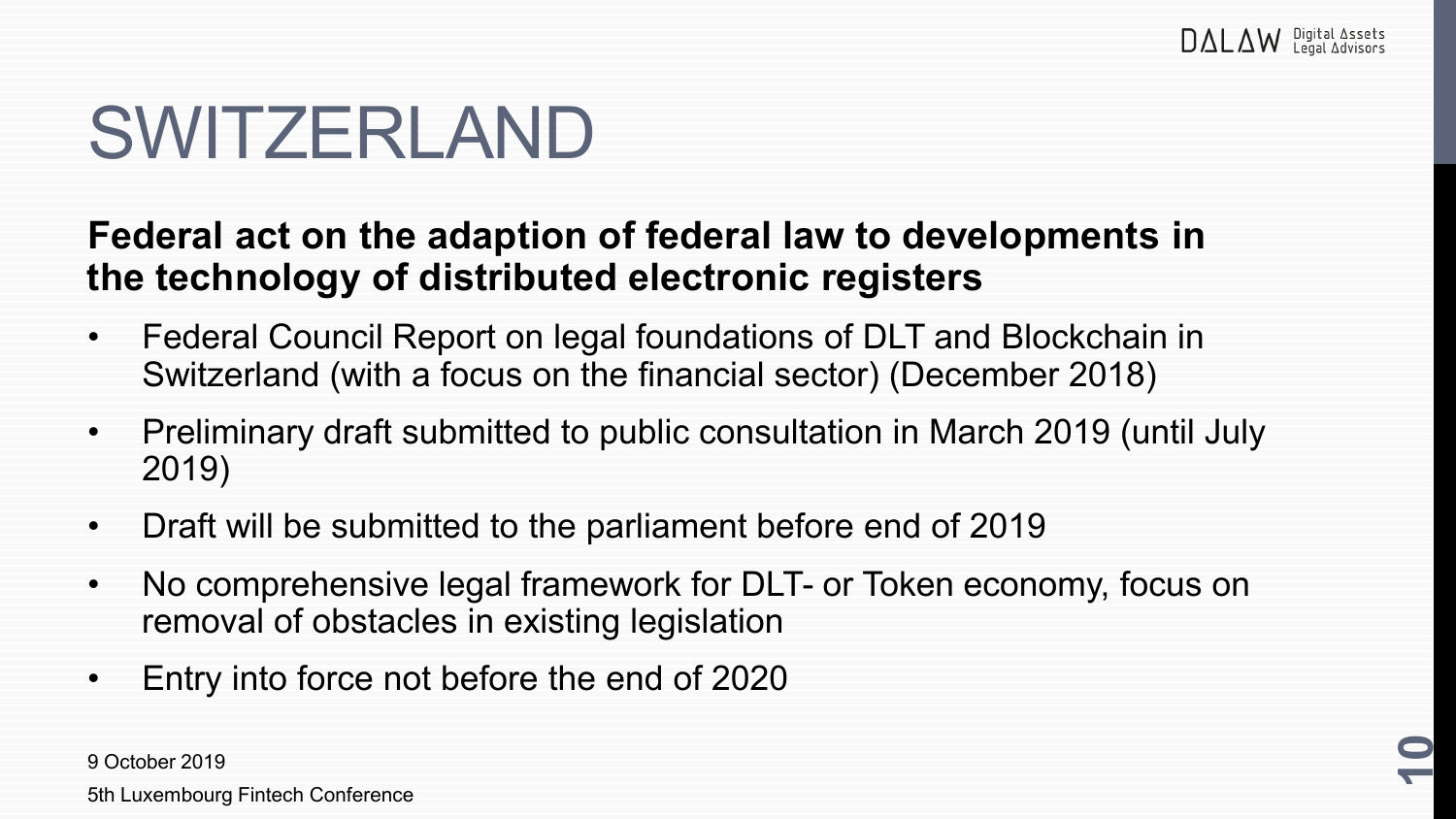# SWITZERLAND

**Federal act on the adaption of federal law to developments in the technology of distributed electronic registers**

- Federal Council Report on legal foundations of DLT and Blockchain in Switzerland (with a focus on the financial sector) (December 2018)
- Preliminary draft submitted to public consultation in March 2019 (until July 2019)
- Draft will be submitted to the parliament before end of 2019
- No comprehensive legal framework for DLT- or Token economy, focus on removal of obstacles in existing legislation
- Entry into force not before the end of 2020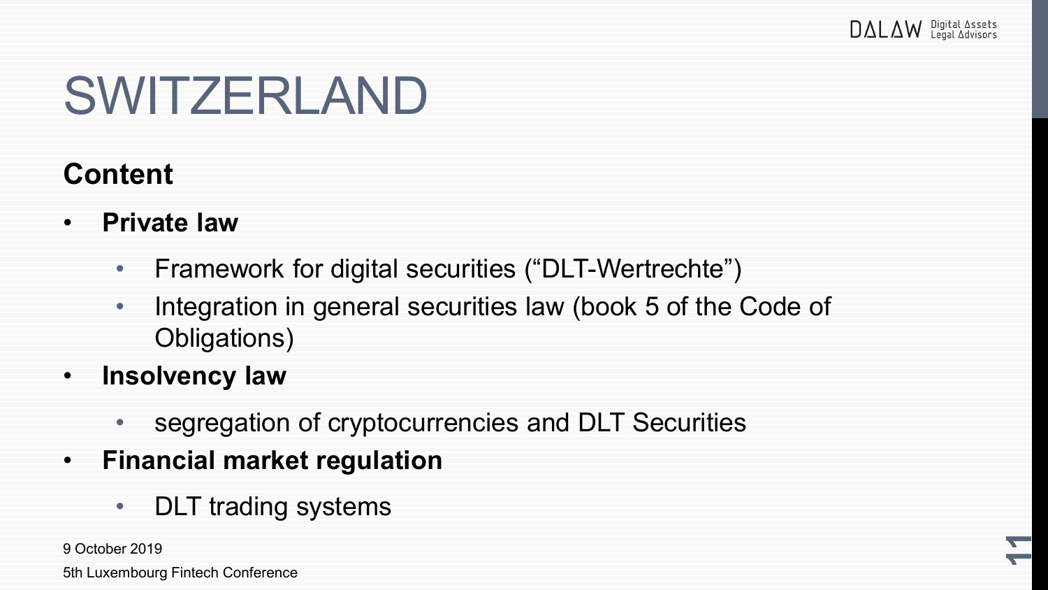# SWITZERLAND

## Content

- **Private law**
  - Framework for digital securities (“DLT-Wertrechte”)
  - Integration in general securities law (book 5 of the Code of Obligations)
- **Insolvency law**
  - segregation of cryptocurrencies and DLT Securities
- **Financial market regulation**
  - DLT trading systems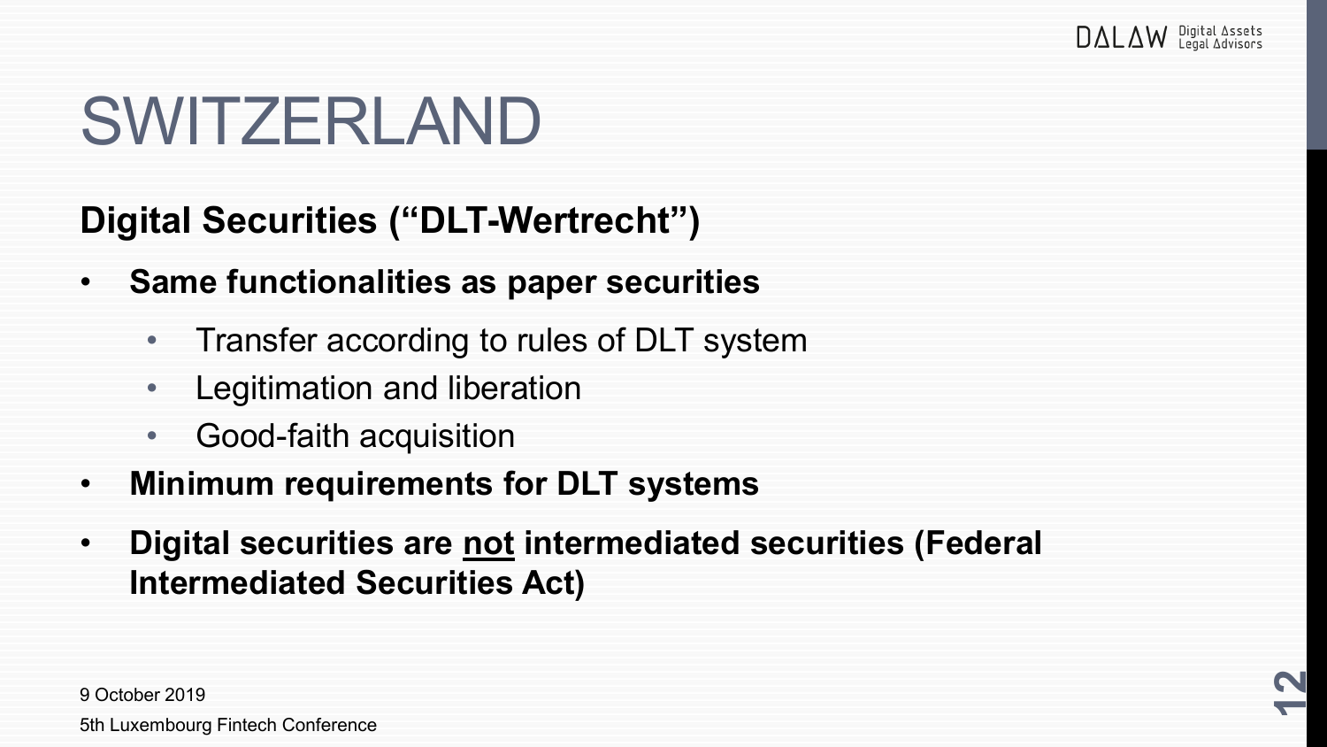# SWITZERLAND

## Digital Securities ("DLT-Wertrecht")

- **Same functionalities as paper securities**
  - Transfer according to rules of DLT system
  - Legitimation and liberation
  - Good-faith acquisition
- **Minimum requirements for DLT systems**
- **Digital securities are <u>not</u> intermediated securities (Federal Intermediated Securities Act)**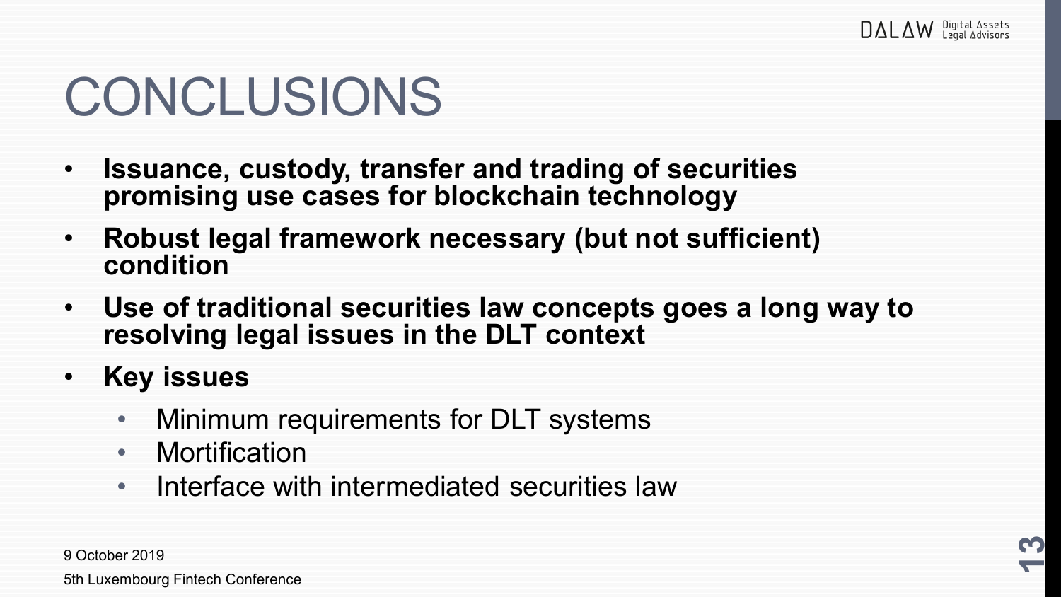# CONCLUSIONS

- **Issuance, custody, transfer and trading of securities promising use cases for blockchain technology**
- **Robust legal framework necessary (but not sufficient) condition**
- **Use of traditional securities law concepts goes a long way to resolving legal issues in the DLT context**
- **Key issues**
  - Minimum requirements for DLT systems
  - Mortification
  - Interface with intermediated securities law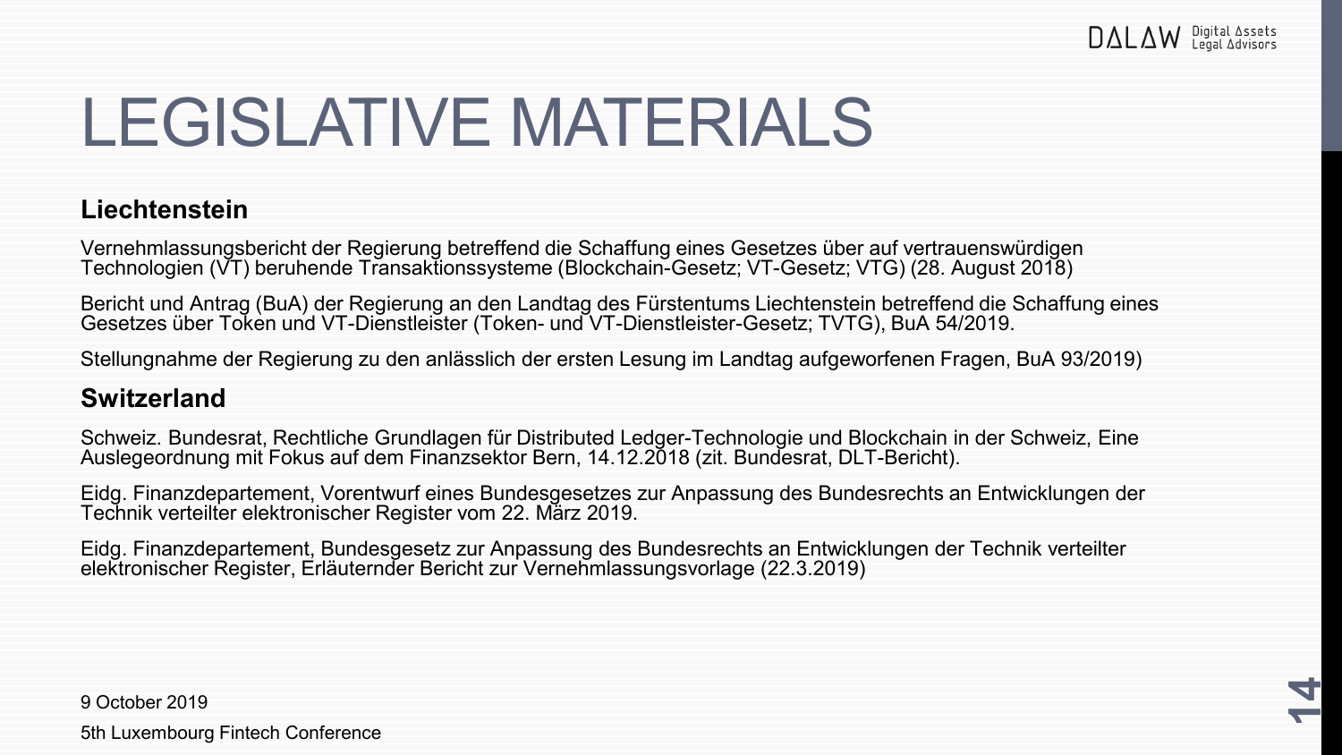# LEGISLATIVE MATERIALS

## Liechtenstein

Vernehmlassungsbericht der Regierung betreffend die Schaffung eines Gesetzes über auf vertrauenswürdigen Technologien (VT) beruhende Transaktionssysteme (Blockchain-Gesetz; VT-Gesetz; VTG) (28. August 2018)

Bericht und Antrag (BuA) der Regierung an den Landtag des Fürstentums Liechtenstein betreffend die Schaffung eines Gesetzes über Token und VT-Dienstleister (Token- und VT-Dienstleister-Gesetz; TVTG), BuA 54/2019.

Stellungnahme der Regierung zu den anlässlich der ersten Lesung im Landtag aufgeworfenen Fragen, BuA 93/2019)

## Switzerland

Schweiz. Bundesrat, Rechtliche Grundlagen für Distributed Ledger-Technologie und Blockchain in der Schweiz, Eine Auslegeordnung mit Fokus auf dem Finanzsektor Bern, 14.12.2018 (zit. Bundesrat, DLT-Bericht).

Eidg. Finanzdepartement, Vorentwurf eines Bundesgesetzes zur Anpassung des Bundesrechts an Entwicklungen der Technik verteilter elektronischer Register vom 22. März 2019.

Eidg. Finanzdepartement, Bundesgesetz zur Anpassung des Bundesrechts an Entwicklungen der Technik verteilter elektronischer Register, Erläuternder Bericht zur Vernehmlassungsvorlage (22.3.2019)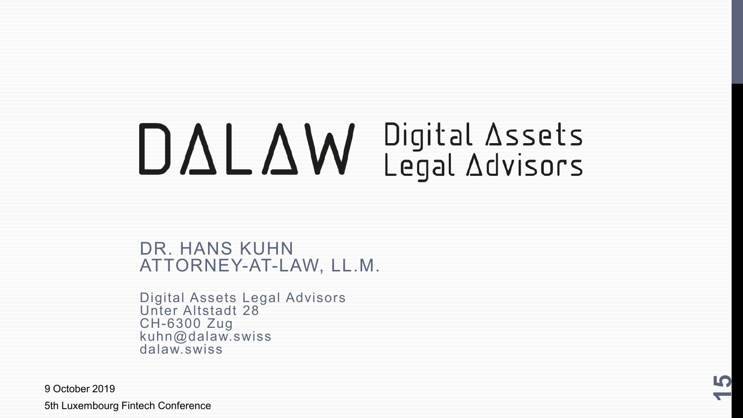# DALAW Digital Assets Legal Advisors

DR. HANS KUHN
ATTORNEY-AT-LAW, LL.M.

Digital Assets Legal Advisors
Unter Altstadt 28
CH-6300 Zug
kuhn@dalaw.swiss
dalaw.swiss

9 October 2019

5th Luxembourg Fintech Conference